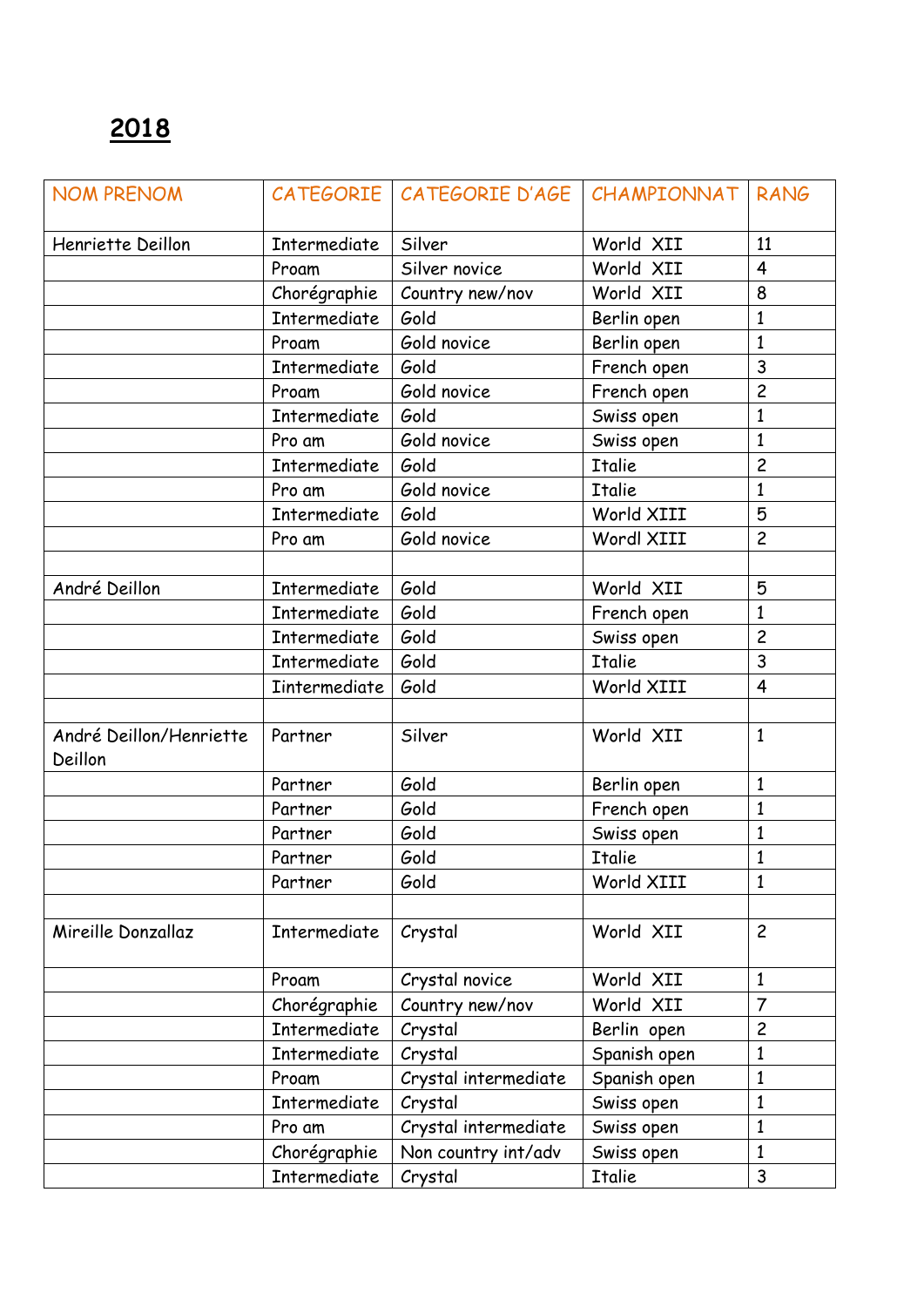# 2018

| NOM PRENOM | CATEGORIE | CATEGORIE D'AGE | CHAMPIONNAT | RANG |
|---|---|---|---|---|
| Henriette Deillon | Intermediate | Silver | World XII | 11 |
| | Proam | Silver novice | World XII | 4 |
| | Chorégraphie | Country new/nov | World XII | 8 |
| | Intermediate | Gold | Berlin open | 1 |
| | Proam | Gold novice | Berlin open | 1 |
| | Intermediate | Gold | French open | 3 |
| | Proam | Gold novice | French open | 2 |
| | Intermediate | Gold | Swiss open | 1 |
| | Pro am | Gold novice | Swiss open | 1 |
| | Intermediate | Gold | Italie | 2 |
| | Pro am | Gold novice | Italie | 1 |
| | Intermediate | Gold | World XIII | 5 |
| | Pro am | Gold novice | Wordl XIII | 2 |
| | | | | |
| André Deillon | Intermediate | Gold | World XII | 5 |
| | Intermediate | Gold | French open | 1 |
| | Intermediate | Gold | Swiss open | 2 |
| | Intermediate | Gold | Italie | 3 |
| | Iintermediate | Gold | World XIII | 4 |
| | | | | |
| André Deillon/Henriette Deillon | Partner | Silver | World XII | 1 |
| | Partner | Gold | Berlin open | 1 |
| | Partner | Gold | French open | 1 |
| | Partner | Gold | Swiss open | 1 |
| | Partner | Gold | Italie | 1 |
| | Partner | Gold | World XIII | 1 |
| | | | | |
| Mireille Donzallaz | Intermediate | Crystal | World XII | 2 |
| | Proam | Crystal novice | World XII | 1 |
| | Chorégraphie | Country new/nov | World XII | 7 |
| | Intermediate | Crystal | Berlin open | 2 |
| | Intermediate | Crystal | Spanish open | 1 |
| | Proam | Crystal intermediate | Spanish open | 1 |
| | Intermediate | Crystal | Swiss open | 1 |
| | Pro am | Crystal intermediate | Swiss open | 1 |
| | Chorégraphie | Non country int/adv | Swiss open | 1 |
| | Intermediate | Crystal | Italie | 3 |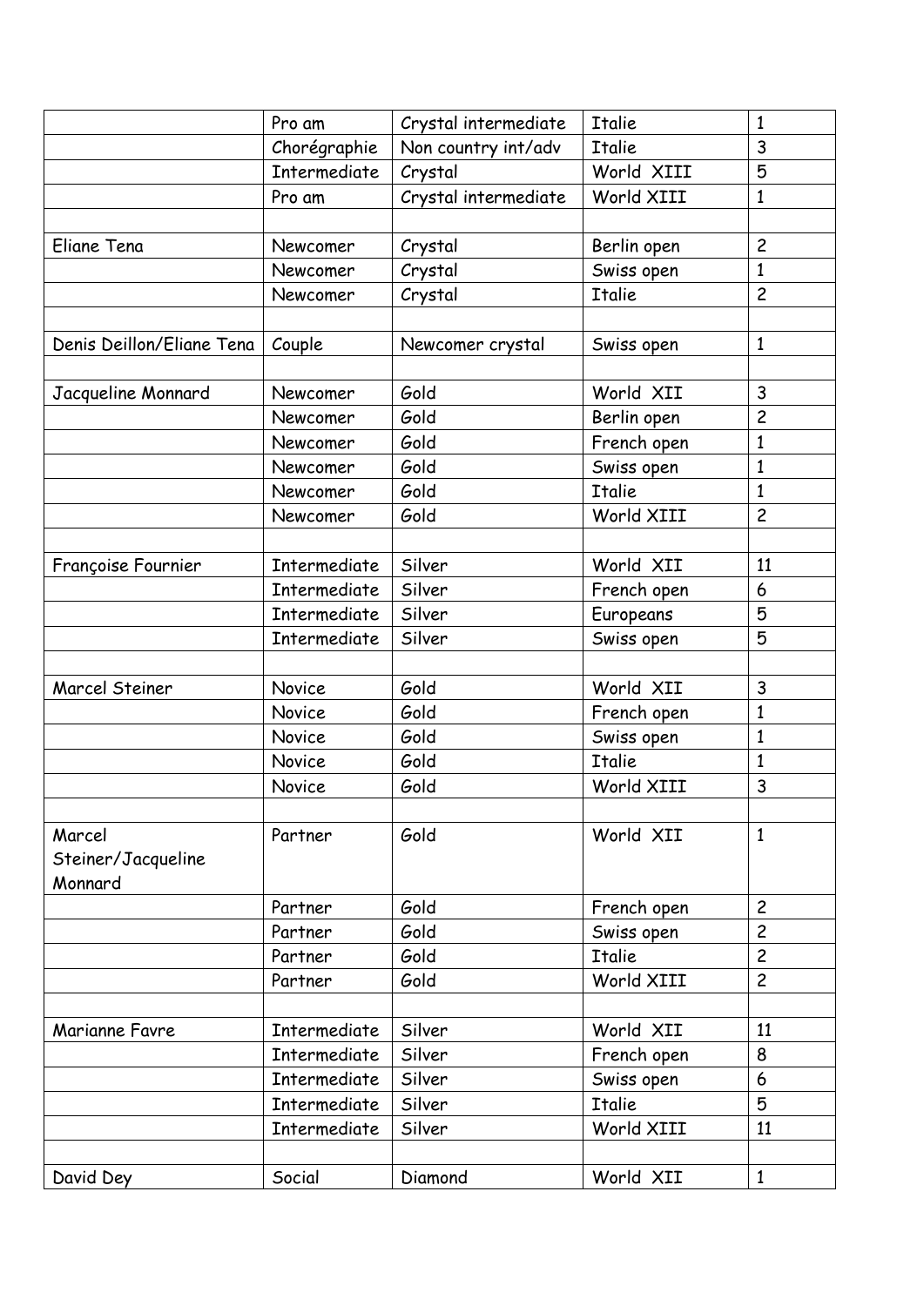| | | | | |
|---|---|---|---|---|
| | Pro am | Crystal intermediate | Italie | 1 |
| | Chorégraphie | Non country int/adv | Italie | 3 |
| | Intermediate | Crystal | World XIII | 5 |
| | Pro am | Crystal intermediate | World XIII | 1 |
| | | | | |
| Eliane Tena | Newcomer | Crystal | Berlin open | 2 |
| | Newcomer | Crystal | Swiss open | 1 |
| | Newcomer | Crystal | Italie | 2 |
| | | | | |
| Denis Deillon/Eliane Tena | Couple | Newcomer crystal | Swiss open | 1 |
| | | | | |
| Jacqueline Monnard | Newcomer | Gold | World XII | 3 |
| | Newcomer | Gold | Berlin open | 2 |
| | Newcomer | Gold | French open | 1 |
| | Newcomer | Gold | Swiss open | 1 |
| | Newcomer | Gold | Italie | 1 |
| | Newcomer | Gold | World XIII | 2 |
| | | | | |
| Françoise Fournier | Intermediate | Silver | World XII | 11 |
| | Intermediate | Silver | French open | 6 |
| | Intermediate | Silver | Europeans | 5 |
| | Intermediate | Silver | Swiss open | 5 |
| | | | | |
| Marcel Steiner | Novice | Gold | World XII | 3 |
| | Novice | Gold | French open | 1 |
| | Novice | Gold | Swiss open | 1 |
| | Novice | Gold | Italie | 1 |
| | Novice | Gold | World XIII | 3 |
| | | | | |
| Marcel Steiner/Jacqueline Monnard | Partner | Gold | World XII | 1 |
| | Partner | Gold | French open | 2 |
| | Partner | Gold | Swiss open | 2 |
| | Partner | Gold | Italie | 2 |
| | Partner | Gold | World XIII | 2 |
| | | | | |
| Marianne Favre | Intermediate | Silver | World XII | 11 |
| | Intermediate | Silver | French open | 8 |
| | Intermediate | Silver | Swiss open | 6 |
| | Intermediate | Silver | Italie | 5 |
| | Intermediate | Silver | World XIII | 11 |
| | | | | |
| David Dey | Social | Diamond | World XII | 1 |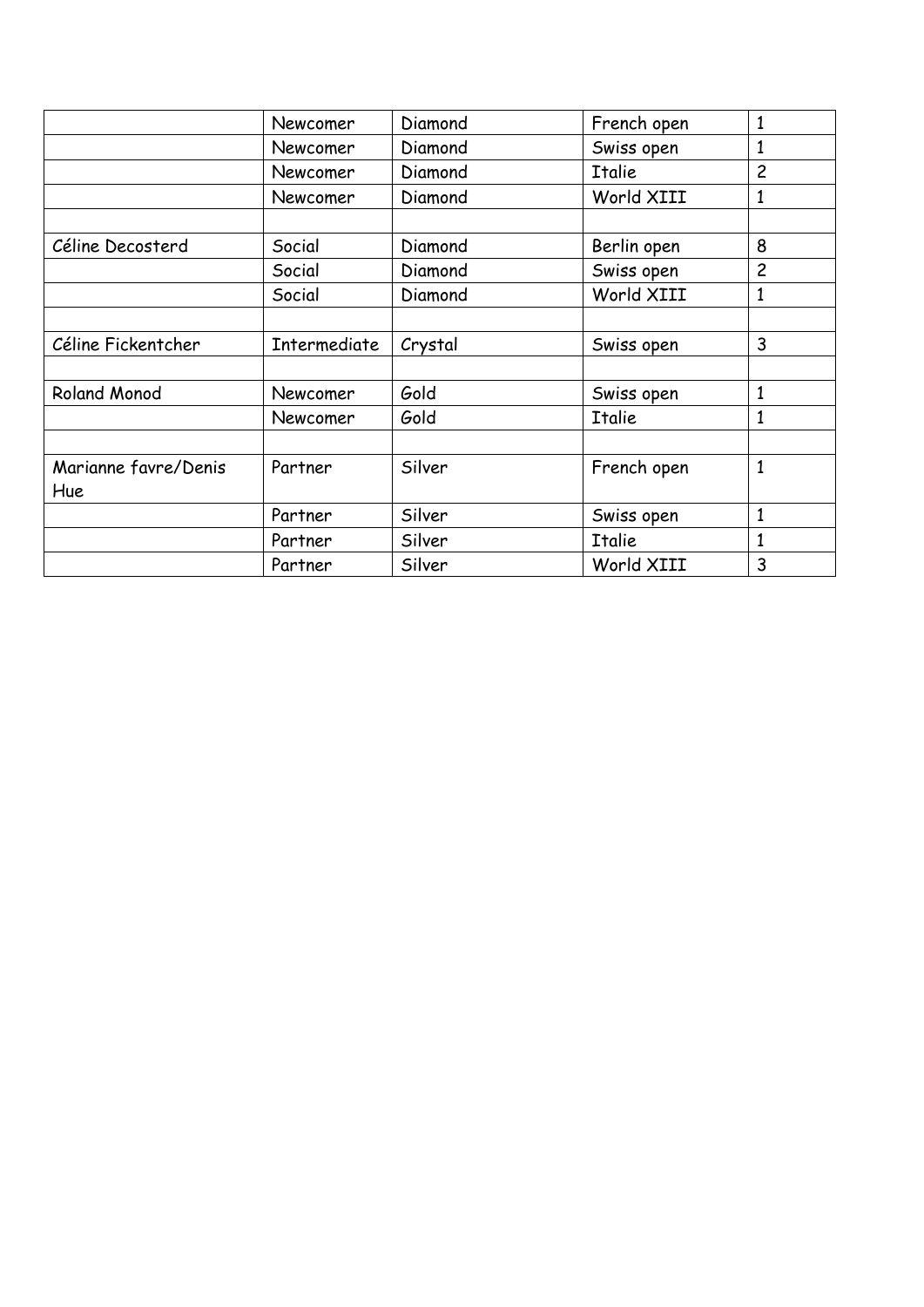| | | | | |
|---|---|---|---|---|
| | Newcomer | Diamond | French open | 1 |
| | Newcomer | Diamond | Swiss open | 1 |
| | Newcomer | Diamond | Italie | 2 |
| | Newcomer | Diamond | World XIII | 1 |
| | | | | |
| Céline Decosterd | Social | Diamond | Berlin open | 8 |
| | Social | Diamond | Swiss open | 2 |
| | Social | Diamond | World XIII | 1 |
| | | | | |
| Céline Fickentcher | Intermediate | Crystal | Swiss open | 3 |
| | | | | |
| Roland Monod | Newcomer | Gold | Swiss open | 1 |
| | Newcomer | Gold | Italie | 1 |
| | | | | |
| Marianne favre/Denis Hue | Partner | Silver | French open | 1 |
| | Partner | Silver | Swiss open | 1 |
| | Partner | Silver | Italie | 1 |
| | Partner | Silver | World XIII | 3 |